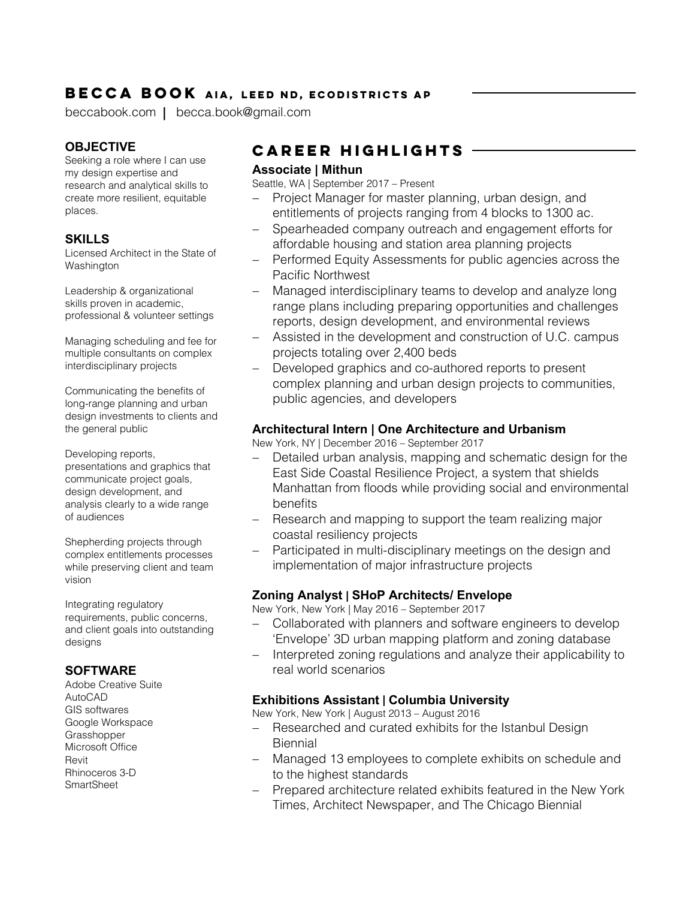# BECCA BOOK AIA, LEED ND, ECODISTRICTS AP

beccabook.com | becca.book@gmail.com

## OBJECTIVE

Seeking a role where I can use my design expertise and research and analytical skills to create more resilient, equitable places.

## SKILLS

Licensed Architect in the State of Washington

Leadership & organizational skills proven in academic, professional & volunteer settings

Managing scheduling and fee for multiple consultants on complex interdisciplinary projects

Communicating the benefits of long-range planning and urban design investments to clients and the general public

Developing reports, presentations and graphics that communicate project goals, design development, and analysis clearly to a wide range of audiences

Shepherding projects through complex entitlements processes while preserving client and team vision

Integrating regulatory requirements, public concerns, and client goals into outstanding designs

## SOFTWARE

Adobe Creative Suite
AutoCAD
GIS softwares
Google Workspace
Grasshopper
Microsoft Office
Revit
Rhinoceros 3-D
SmartSheet

## CAREER HIGHLIGHTS

### Associate | Mithun

Seattle, WA | September 2017 – Present

- Project Manager for master planning, urban design, and entitlements of projects ranging from 4 blocks to 1300 ac.
- Spearheaded company outreach and engagement efforts for affordable housing and station area planning projects
- Performed Equity Assessments for public agencies across the Pacific Northwest
- Managed interdisciplinary teams to develop and analyze long range plans including preparing opportunities and challenges reports, design development, and environmental reviews
- Assisted in the development and construction of U.C. campus projects totaling over 2,400 beds
- Developed graphics and co-authored reports to present complex planning and urban design projects to communities, public agencies, and developers

### Architectural Intern | One Architecture and Urbanism

New York, NY | December 2016 – September 2017

- Detailed urban analysis, mapping and schematic design for the East Side Coastal Resilience Project, a system that shields Manhattan from floods while providing social and environmental benefits
- Research and mapping to support the team realizing major coastal resiliency projects
- Participated in multi-disciplinary meetings on the design and implementation of major infrastructure projects

### Zoning Analyst | SHoP Architects/ Envelope

New York, New York | May 2016 – September 2017

- Collaborated with planners and software engineers to develop 'Envelope' 3D urban mapping platform and zoning database
- Interpreted zoning regulations and analyze their applicability to real world scenarios

### Exhibitions Assistant | Columbia University

New York, New York | August 2013 – August 2016

- Researched and curated exhibits for the Istanbul Design Biennial
- Managed 13 employees to complete exhibits on schedule and to the highest standards
- Prepared architecture related exhibits featured in the New York Times, Architect Newspaper, and The Chicago Biennial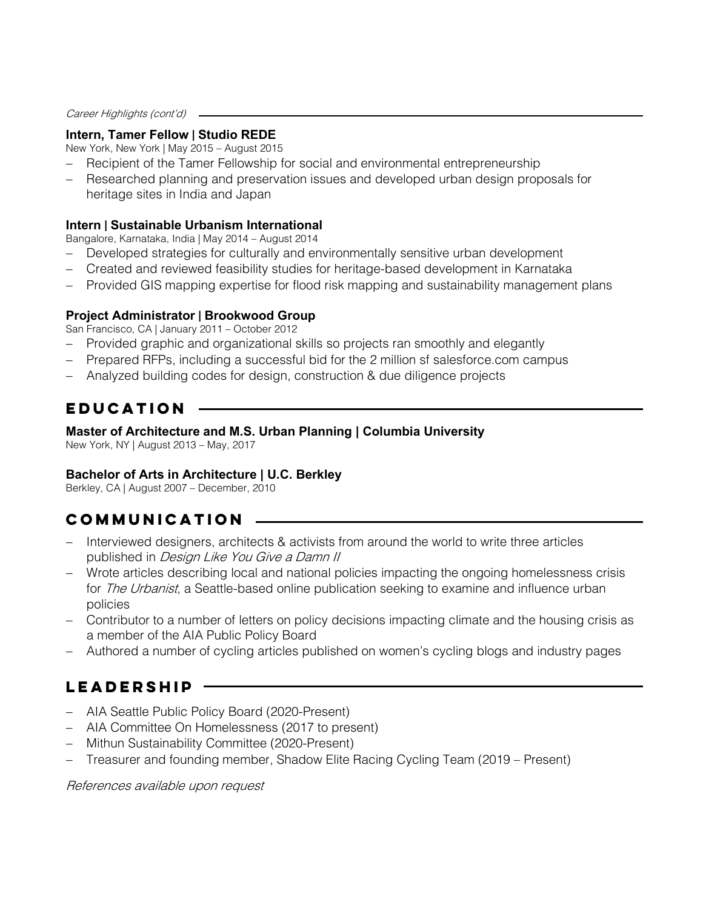*Career Highlights (cont'd)*

**Intern, Tamer Fellow | Studio REDE**
New York, New York | May 2015 – August 2015

- Recipient of the Tamer Fellowship for social and environmental entrepreneurship
- Researched planning and preservation issues and developed urban design proposals for heritage sites in India and Japan

**Intern | Sustainable Urbanism International**
Bangalore, Karnataka, India | May 2014 – August 2014

- Developed strategies for culturally and environmentally sensitive urban development
- Created and reviewed feasibility studies for heritage-based development in Karnataka
- Provided GIS mapping expertise for flood risk mapping and sustainability management plans

**Project Administrator | Brookwood Group**
San Francisco, CA | January 2011 – October 2012

- Provided graphic and organizational skills so projects ran smoothly and elegantly
- Prepared RFPs, including a successful bid for the 2 million sf salesforce.com campus
- Analyzed building codes for design, construction & due diligence projects

## EDUCATION

**Master of Architecture and M.S. Urban Planning | Columbia University**
New York, NY | August 2013 – May, 2017

**Bachelor of Arts in Architecture | U.C. Berkley**
Berkley, CA | August 2007 – December, 2010

## COMMUNICATION

- Interviewed designers, architects & activists from around the world to write three articles published in *Design Like You Give a Damn II*
- Wrote articles describing local and national policies impacting the ongoing homelessness crisis for *The Urbanist*, a Seattle-based online publication seeking to examine and influence urban policies
- Contributor to a number of letters on policy decisions impacting climate and the housing crisis as a member of the AIA Public Policy Board
- Authored a number of cycling articles published on women's cycling blogs and industry pages

## LEADERSHIP

- AIA Seattle Public Policy Board (2020-Present)
- AIA Committee On Homelessness (2017 to present)
- Mithun Sustainability Committee (2020-Present)
- Treasurer and founding member, Shadow Elite Racing Cycling Team (2019 – Present)

*References available upon request*